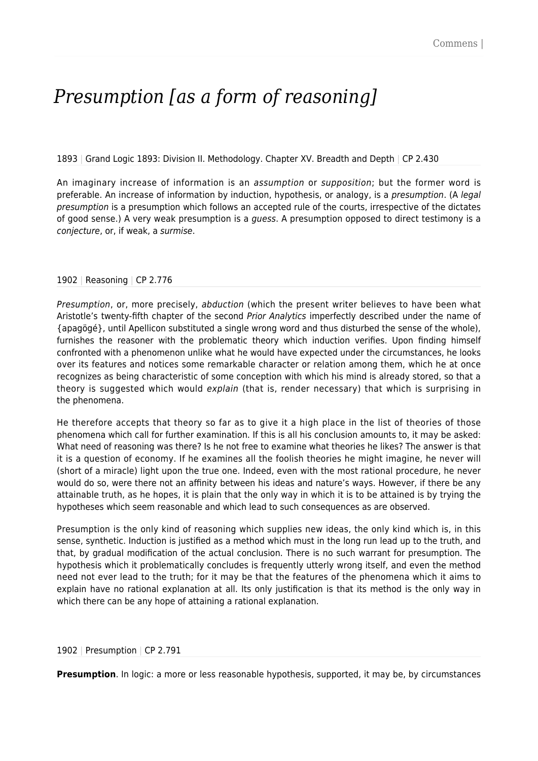# *Presumption [as a form of reasoning]*

1893 | Grand Logic 1893: Division II. Methodology. Chapter XV. Breadth and Depth | CP 2.430

An imaginary increase of information is an *assumption* or *supposition*; but the former word is preferable. An increase of information by induction, hypothesis, or analogy, is a *presumption*. (A *legal presumption* is a presumption which follows an accepted rule of the courts, irrespective of the dictates of good sense.) A very weak presumption is a *guess*. A presumption opposed to direct testimony is a *conjecture*, or, if weak, a *surmise*.

1902 | Reasoning | CP 2.776

*Presumption*, or, more precisely, *abduction* (which the present writer believes to have been what Aristotle's twenty-fifth chapter of the second *Prior Analytics* imperfectly described under the name of {apagögé}, until Apellicon substituted a single wrong word and thus disturbed the sense of the whole), furnishes the reasoner with the problematic theory which induction verifies. Upon finding himself confronted with a phenomenon unlike what he would have expected under the circumstances, he looks over its features and notices some remarkable character or relation among them, which he at once recognizes as being characteristic of some conception with which his mind is already stored, so that a theory is suggested which would *explain* (that is, render necessary) that which is surprising in the phenomena.

He therefore accepts that theory so far as to give it a high place in the list of theories of those phenomena which call for further examination. If this is all his conclusion amounts to, it may be asked: What need of reasoning was there? Is he not free to examine what theories he likes? The answer is that it is a question of economy. If he examines all the foolish theories he might imagine, he never will (short of a miracle) light upon the true one. Indeed, even with the most rational procedure, he never would do so, were there not an affinity between his ideas and nature's ways. However, if there be any attainable truth, as he hopes, it is plain that the only way in which it is to be attained is by trying the hypotheses which seem reasonable and which lead to such consequences as are observed.

Presumption is the only kind of reasoning which supplies new ideas, the only kind which is, in this sense, synthetic. Induction is justified as a method which must in the long run lead up to the truth, and that, by gradual modification of the actual conclusion. There is no such warrant for presumption. The hypothesis which it problematically concludes is frequently utterly wrong itself, and even the method need not ever lead to the truth; for it may be that the features of the phenomena which it aims to explain have no rational explanation at all. Its only justification is that its method is the only way in which there can be any hope of attaining a rational explanation.

1902 | Presumption | CP 2.791

**Presumption**. In logic: a more or less reasonable hypothesis, supported, it may be, by circumstances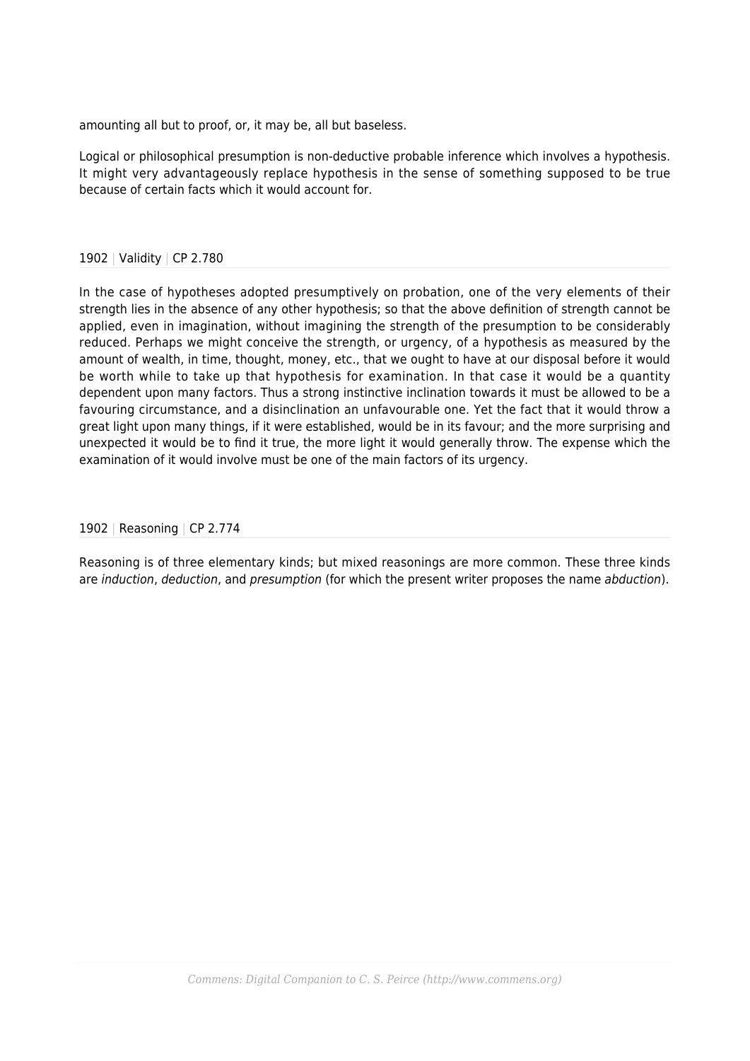amounting all but to proof, or, it may be, all but baseless.

Logical or philosophical presumption is non-deductive probable inference which involves a hypothesis. It might very advantageously replace hypothesis in the sense of something supposed to be true because of certain facts which it would account for.

1902 | Validity | CP 2.780

In the case of hypotheses adopted presumptively on probation, one of the very elements of their strength lies in the absence of any other hypothesis; so that the above definition of strength cannot be applied, even in imagination, without imagining the strength of the presumption to be considerably reduced. Perhaps we might conceive the strength, or urgency, of a hypothesis as measured by the amount of wealth, in time, thought, money, etc., that we ought to have at our disposal before it would be worth while to take up that hypothesis for examination. In that case it would be a quantity dependent upon many factors. Thus a strong instinctive inclination towards it must be allowed to be a favouring circumstance, and a disinclination an unfavourable one. Yet the fact that it would throw a great light upon many things, if it were established, would be in its favour; and the more surprising and unexpected it would be to find it true, the more light it would generally throw. The expense which the examination of it would involve must be one of the main factors of its urgency.

1902 | Reasoning | CP 2.774

Reasoning is of three elementary kinds; but mixed reasonings are more common. These three kinds are *induction*, *deduction*, and *presumption* (for which the present writer proposes the name *abduction*).